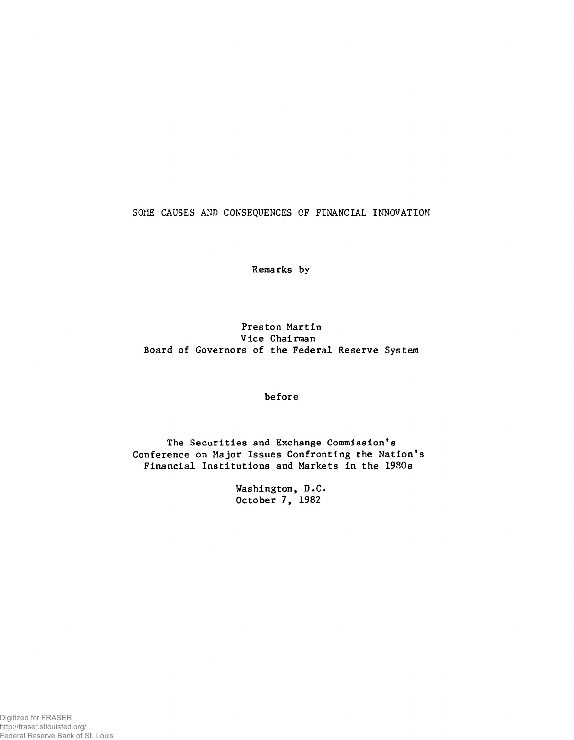# SOME CAUSES AND CONSEQUENCES OF FINANCIAL INNOVATION

Remarks by

Preston Martin
Vice Chairman
Board of Governors of the Federal Reserve System

before

The Securities and Exchange Commission's
Conference on Major Issues Confronting the Nation's
Financial Institutions and Markets in the 1980s

Washington, D.C.
October 7, 1982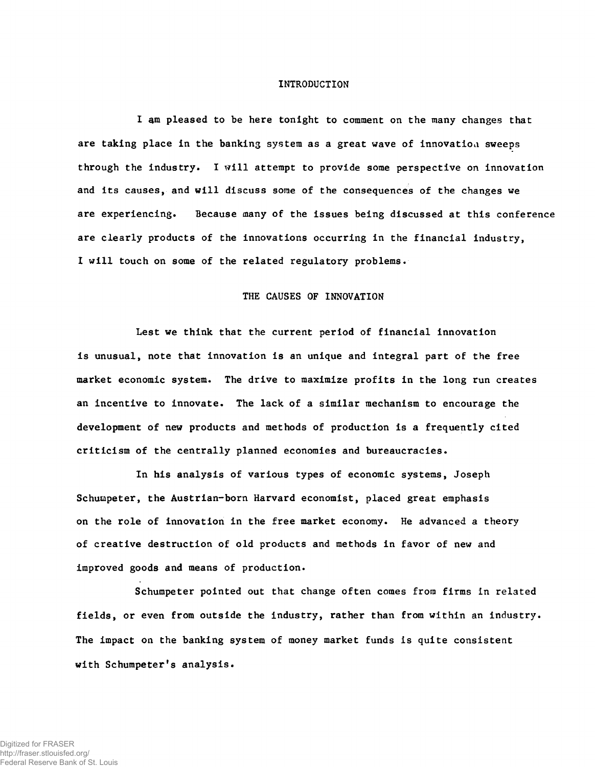## INTRODUCTION

I am pleased to be here tonight to comment on the many changes that are taking place in the banking system as a great wave of innovation sweeps through the industry. I will attempt to provide some perspective on innovation and its causes, and will discuss some of the consequences of the changes we are experiencing. Because many of the issues being discussed at this conference are clearly products of the innovations occurring in the financial industry, I will touch on some of the related regulatory problems.

## THE CAUSES OF INNOVATION

Lest we think that the current period of financial innovation is unusual, note that innovation is an unique and integral part of the free market economic system. The drive to maximize profits in the long run creates an incentive to innovate. The lack of a similar mechanism to encourage the development of new products and methods of production is a frequently cited criticism of the centrally planned economies and bureaucracies.

In his analysis of various types of economic systems, Joseph Schumpeter, the Austrian-born Harvard economist, placed great emphasis on the role of innovation in the free market economy. He advanced a theory of creative destruction of old products and methods in favor of new and improved goods and means of production.

Schumpeter pointed out that change often comes from firms in related fields, or even from outside the industry, rather than from within an industry. The impact on the banking system of money market funds is quite consistent with Schumpeter's analysis.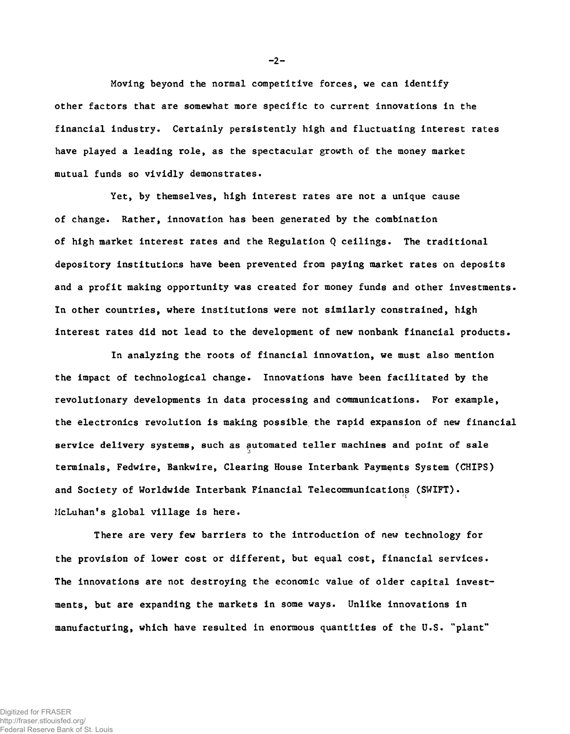Moving beyond the normal competitive forces, we can identify other factors that are somewhat more specific to current innovations in the financial industry. Certainly persistently high and fluctuating interest rates have played a leading role, as the spectacular growth of the money market mutual funds so vividly demonstrates.

Yet, by themselves, high interest rates are not a unique cause of change. Rather, innovation has been generated by the combination of high market interest rates and the Regulation Q ceilings. The traditional depository institutions have been prevented from paying market rates on deposits and a profit making opportunity was created for money funds and other investments. In other countries, where institutions were not similarly constrained, high interest rates did not lead to the development of new nonbank financial products.

In analyzing the roots of financial innovation, we must also mention the impact of technological change. Innovations have been facilitated by the revolutionary developments in data processing and communications. For example, the electronics revolution is making possible the rapid expansion of new financial service delivery systems, such as automated teller machines and point of sale terminals, Fedwire, Bankwire, Clearing House Interbank Payments System (CHIPS) and Society of Worldwide Interbank Financial Telecommunications (SWIFT). McLuhan's global village is here.

There are very few barriers to the introduction of new technology for the provision of lower cost or different, but equal cost, financial services. The innovations are not destroying the economic value of older capital investments, but are expanding the markets in some ways. Unlike innovations in manufacturing, which have resulted in enormous quantities of the U.S. "plant"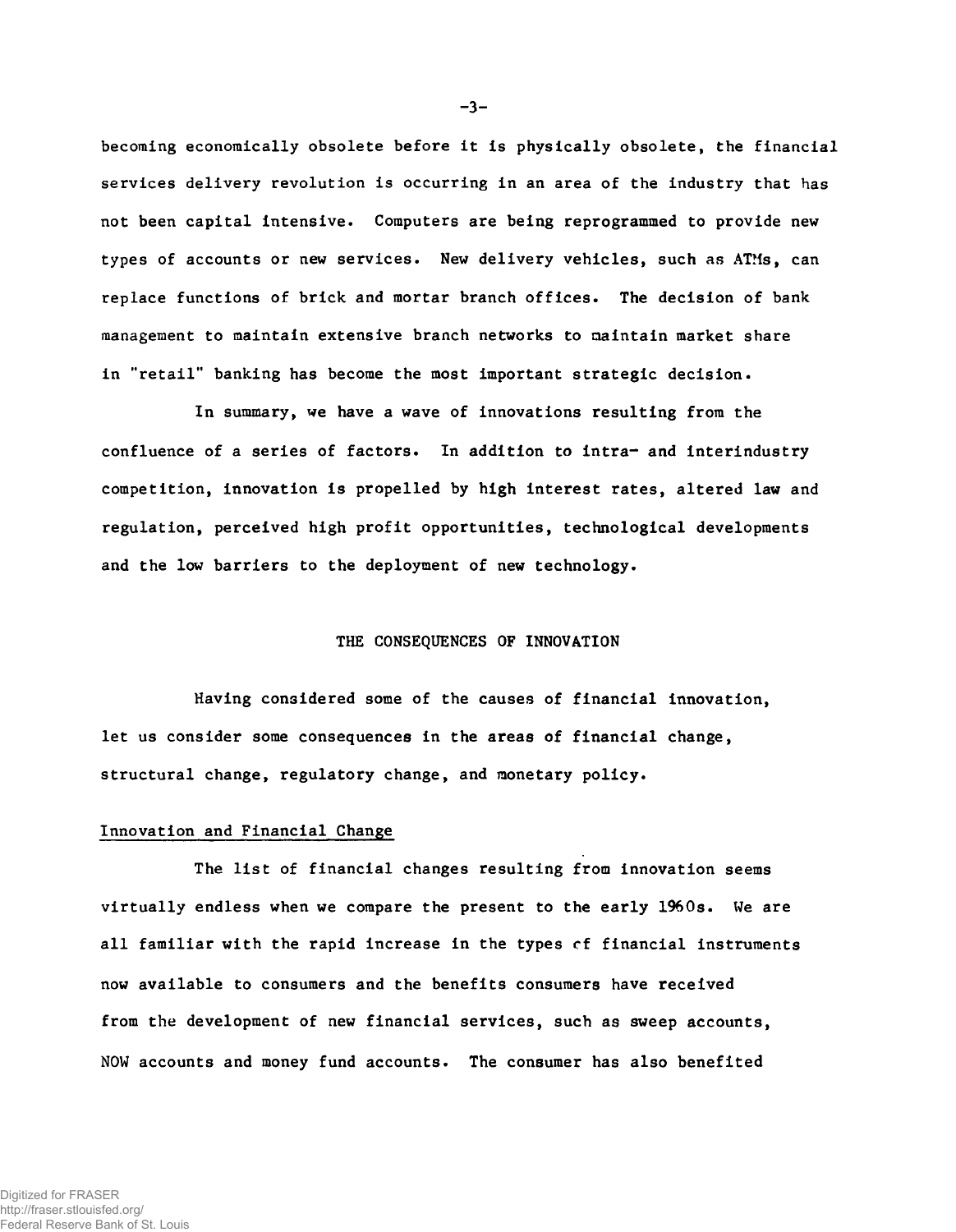becoming economically obsolete before it is physically obsolete, the financial services delivery revolution is occurring in an area of the industry that has not been capital intensive. Computers are being reprogrammed to provide new types of accounts or new services. New delivery vehicles, such as ATMs, can replace functions of brick and mortar branch offices. The decision of bank management to maintain extensive branch networks to maintain market share in "retail" banking has become the most important strategic decision.

In summary, we have a wave of innovations resulting from the confluence of a series of factors. In addition to intra- and interindustry competition, innovation is propelled by high interest rates, altered law and regulation, perceived high profit opportunities, technological developments and the low barriers to the deployment of new technology.

## THE CONSEQUENCES OF INNOVATION

Having considered some of the causes of financial innovation, let us consider some consequences in the areas of financial change, structural change, regulatory change, and monetary policy.

### Innovation and Financial Change

The list of financial changes resulting from innovation seems virtually endless when we compare the present to the early 1960s. We are all familiar with the rapid increase in the types of financial instruments now available to consumers and the benefits consumers have received from the development of new financial services, such as sweep accounts, NOW accounts and money fund accounts. The consumer has also benefited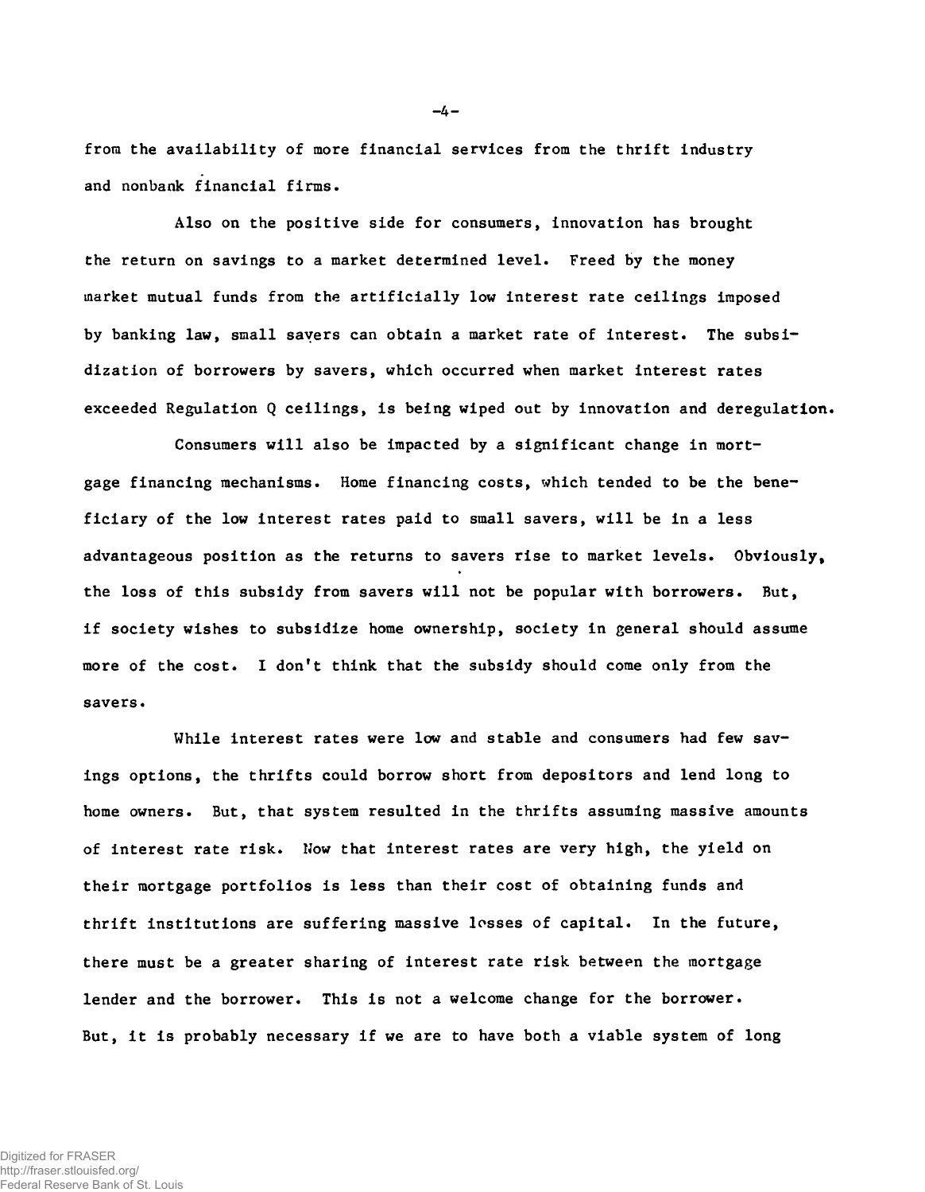from the availability of more financial services from the thrift industry and nonbank financial firms.

Also on the positive side for consumers, innovation has brought the return on savings to a market determined level. Freed by the money market mutual funds from the artificially low interest rate ceilings imposed by banking law, small savers can obtain a market rate of interest. The subsidization of borrowers by savers, which occurred when market interest rates exceeded Regulation Q ceilings, is being wiped out by innovation and deregulation.

Consumers will also be impacted by a significant change in mortgage financing mechanisms. Home financing costs, which tended to be the beneficiary of the low interest rates paid to small savers, will be in a less advantageous position as the returns to savers rise to market levels. Obviously, the loss of this subsidy from savers will not be popular with borrowers. But, if society wishes to subsidize home ownership, society in general should assume more of the cost. I don't think that the subsidy should come only from the savers.

While interest rates were low and stable and consumers had few savings options, the thrifts could borrow short from depositors and lend long to home owners. But, that system resulted in the thrifts assuming massive amounts of interest rate risk. Now that interest rates are very high, the yield on their mortgage portfolios is less than their cost of obtaining funds and thrift institutions are suffering massive losses of capital. In the future, there must be a greater sharing of interest rate risk between the mortgage lender and the borrower. This is not a welcome change for the borrower. But, it is probably necessary if we are to have both a viable system of long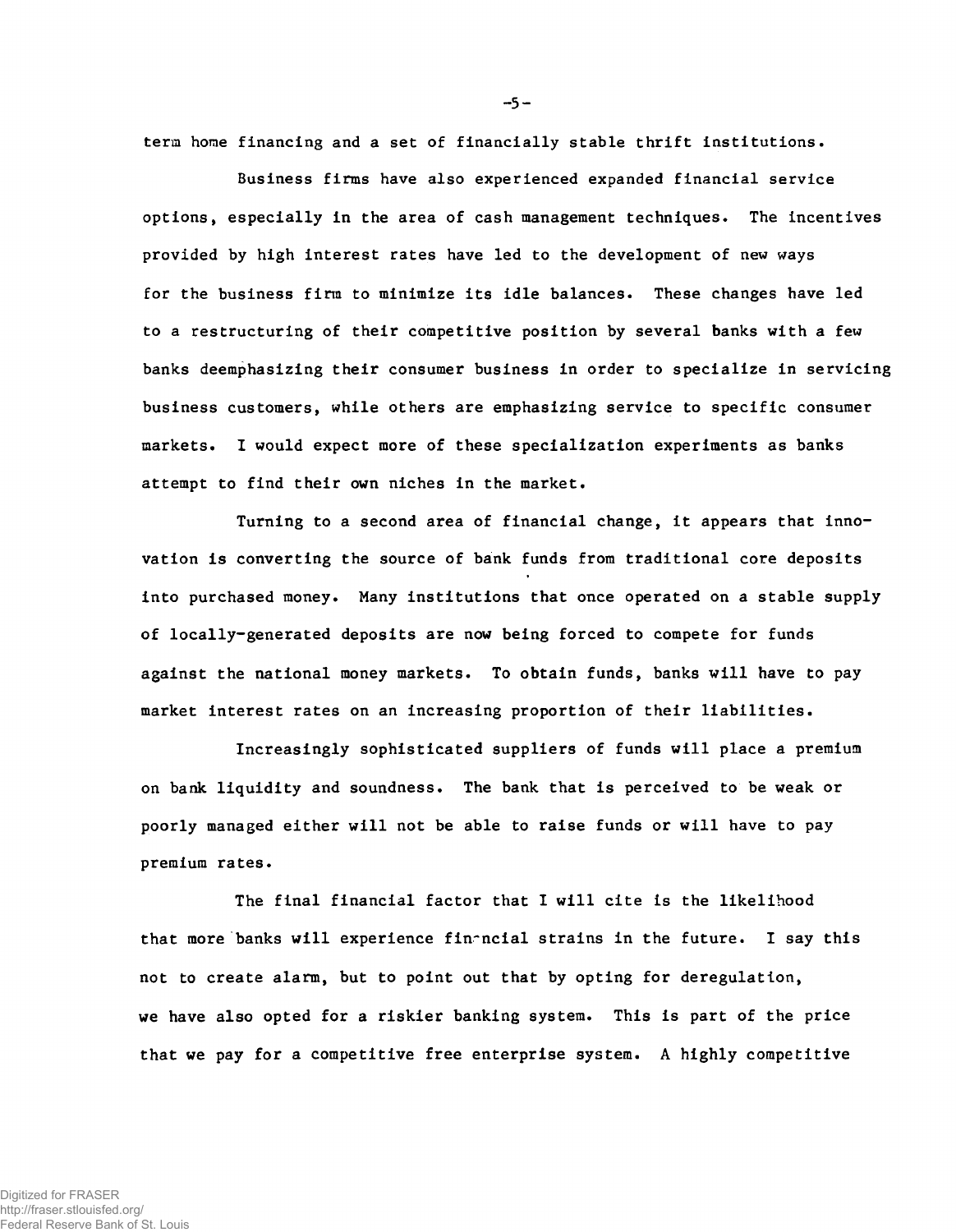term home financing and a set of financially stable thrift institutions.

Business firms have also experienced expanded financial service options, especially in the area of cash management techniques. The incentives provided by high interest rates have led to the development of new ways for the business firm to minimize its idle balances. These changes have led to a restructuring of their competitive position by several banks with a few banks deemphasizing their consumer business in order to specialize in servicing business customers, while others are emphasizing service to specific consumer markets. I would expect more of these specialization experiments as banks attempt to find their own niches in the market.

Turning to a second area of financial change, it appears that innovation is converting the source of bank funds from traditional core deposits into purchased money. Many institutions that once operated on a stable supply of locally-generated deposits are now being forced to compete for funds against the national money markets. To obtain funds, banks will have to pay market interest rates on an increasing proportion of their liabilities.

Increasingly sophisticated suppliers of funds will place a premium on bank liquidity and soundness. The bank that is perceived to be weak or poorly managed either will not be able to raise funds or will have to pay premium rates.

The final financial factor that I will cite is the likelihood that more banks will experience financial strains in the future. I say this not to create alarm, but to point out that by opting for deregulation, we have also opted for a riskier banking system. This is part of the price that we pay for a competitive free enterprise system. A highly competitive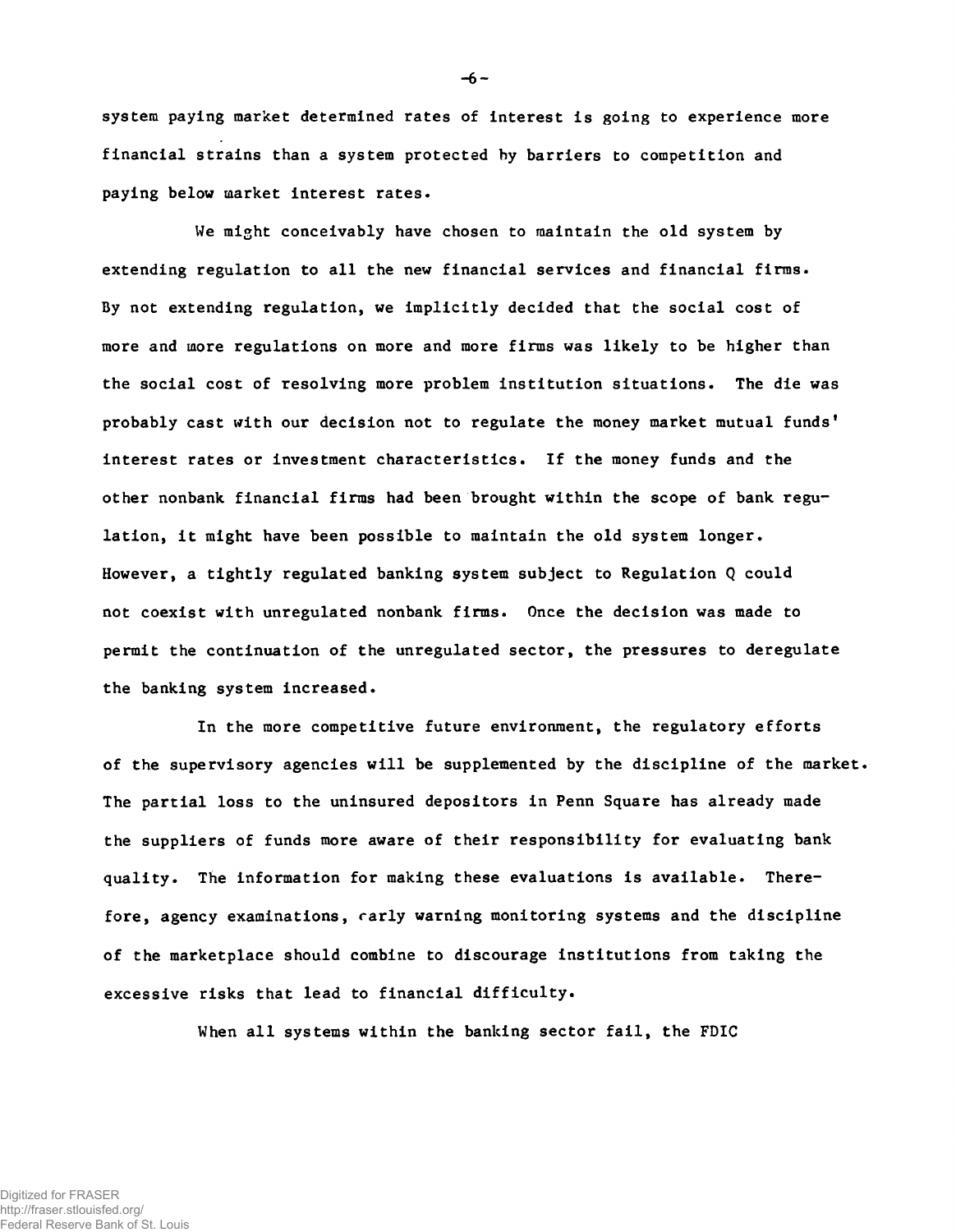system paying market determined rates of interest is going to experience more financial strains than a system protected by barriers to competition and paying below market interest rates.

We might conceivably have chosen to maintain the old system by extending regulation to all the new financial services and financial firms. By not extending regulation, we implicitly decided that the social cost of more and more regulations on more and more firms was likely to be higher than the social cost of resolving more problem institution situations. The die was probably cast with our decision not to regulate the money market mutual funds' interest rates or investment characteristics. If the money funds and the other nonbank financial firms had been brought within the scope of bank regulation, it might have been possible to maintain the old system longer. However, a tightly regulated banking system subject to Regulation Q could not coexist with unregulated nonbank firms. Once the decision was made to permit the continuation of the unregulated sector, the pressures to deregulate the banking system increased.

In the more competitive future environment, the regulatory efforts of the supervisory agencies will be supplemented by the discipline of the market. The partial loss to the uninsured depositors in Penn Square has already made the suppliers of funds more aware of their responsibility for evaluating bank quality. The information for making these evaluations is available. Therefore, agency examinations, early warning monitoring systems and the discipline of the marketplace should combine to discourage institutions from taking the excessive risks that lead to financial difficulty.

When all systems within the banking sector fail, the FDIC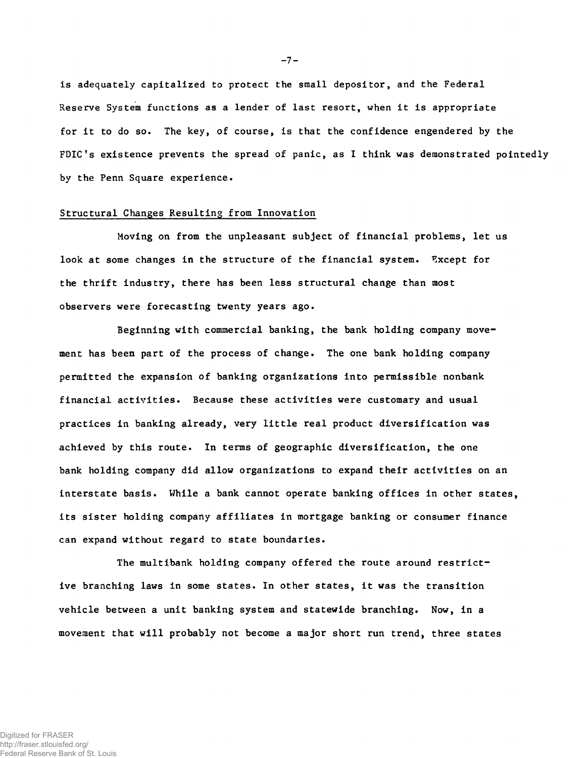is adequately capitalized to protect the small depositor, and the Federal Reserve System functions as a lender of last resort, when it is appropriate for it to do so. The key, of course, is that the confidence engendered by the FDIC's existence prevents the spread of panic, as I think was demonstrated pointedly by the Penn Square experience.

## Structural Changes Resulting from Innovation

Moving on from the unpleasant subject of financial problems, let us look at some changes in the structure of the financial system. Except for the thrift industry, there has been less structural change than most observers were forecasting twenty years ago.

Beginning with commercial banking, the bank holding company movement has been part of the process of change. The one bank holding company permitted the expansion of banking organizations into permissible nonbank financial activities. Because these activities were customary and usual practices in banking already, very little real product diversification was achieved by this route. In terms of geographic diversification, the one bank holding company did allow organizations to expand their activities on an interstate basis. While a bank cannot operate banking offices in other states, its sister holding company affiliates in mortgage banking or consumer finance can expand without regard to state boundaries.

The multibank holding company offered the route around restrictive branching laws in some states. In other states, it was the transition vehicle between a unit banking system and statewide branching. Now, in a movement that will probably not become a major short run trend, three states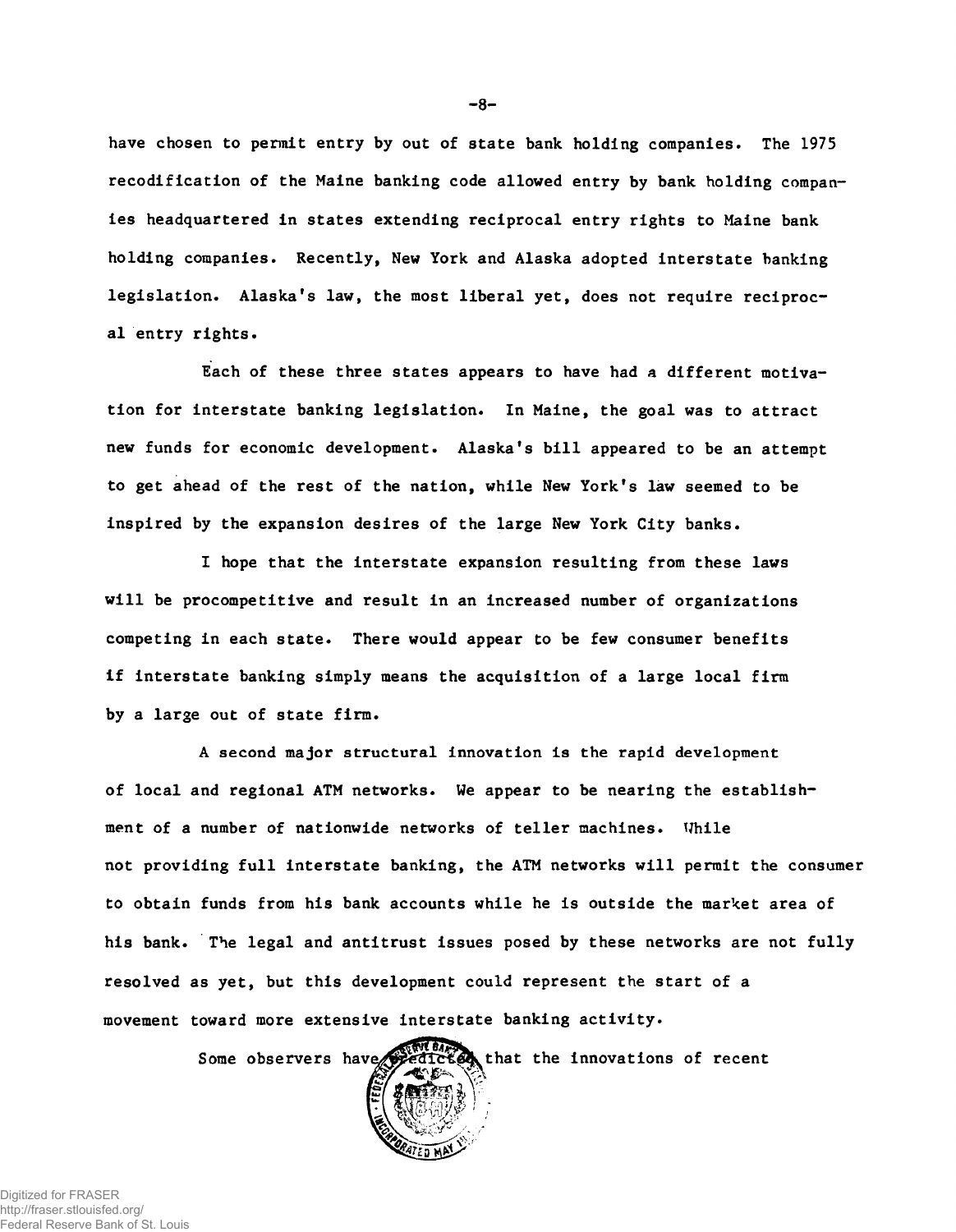have chosen to permit entry by out of state bank holding companies. The 1975 recodification of the Maine banking code allowed entry by bank holding companies headquartered in states extending reciprocal entry rights to Maine bank holding companies. Recently, New York and Alaska adopted interstate banking legislation. Alaska's law, the most liberal yet, does not require reciprocal entry rights.

Each of these three states appears to have had a different motivation for interstate banking legislation. In Maine, the goal was to attract new funds for economic development. Alaska's bill appeared to be an attempt to get ahead of the rest of the nation, while New York's law seemed to be inspired by the expansion desires of the large New York City banks.

I hope that the interstate expansion resulting from these laws will be procompetitive and result in an increased number of organizations competing in each state. There would appear to be few consumer benefits if interstate banking simply means the acquisition of a large local firm by a large out of state firm.

A second major structural innovation is the rapid development of local and regional ATM networks. We appear to be nearing the establishment of a number of nationwide networks of teller machines. While not providing full interstate banking, the ATM networks will permit the consumer to obtain funds from his bank accounts while he is outside the market area of his bank. The legal and antitrust issues posed by these networks are not fully resolved as yet, but this development could represent the start of a movement toward more extensive interstate banking activity.

Some observers have predicted that the innovations of recent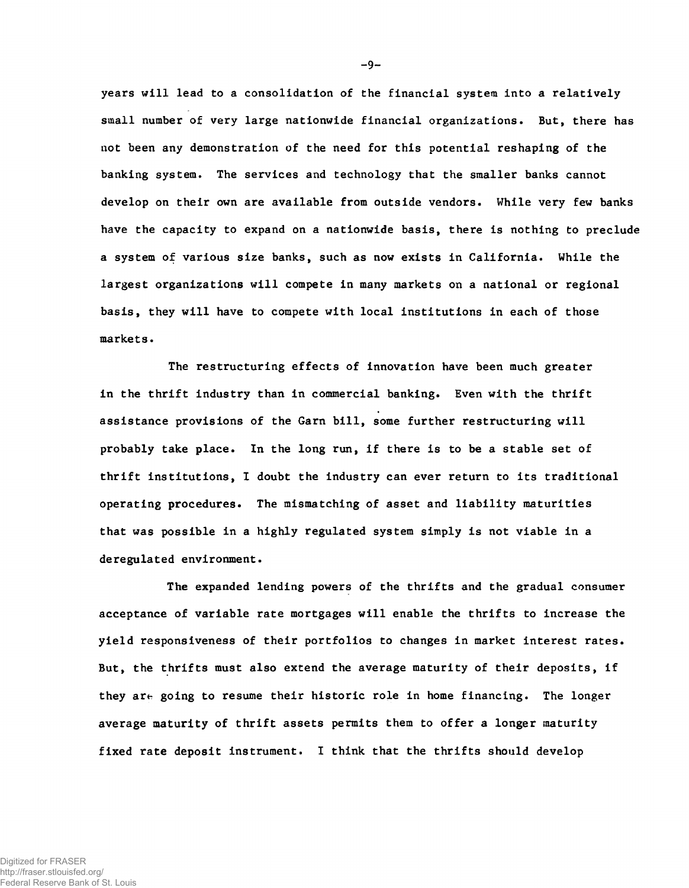years will lead to a consolidation of the financial system into a relatively small number of very large nationwide financial organizations. But, there has not been any demonstration of the need for this potential reshaping of the banking system. The services and technology that the smaller banks cannot develop on their own are available from outside vendors. While very few banks have the capacity to expand on a nationwide basis, there is nothing to preclude a system of various size banks, such as now exists in California. While the largest organizations will compete in many markets on a national or regional basis, they will have to compete with local institutions in each of those markets.

The restructuring effects of innovation have been much greater in the thrift industry than in commercial banking. Even with the thrift assistance provisions of the Garn bill, some further restructuring will probably take place. In the long run, if there is to be a stable set of thrift institutions, I doubt the industry can ever return to its traditional operating procedures. The mismatching of asset and liability maturities that was possible in a highly regulated system simply is not viable in a deregulated environment.

The expanded lending powers of the thrifts and the gradual consumer acceptance of variable rate mortgages will enable the thrifts to increase the yield responsiveness of their portfolios to changes in market interest rates. But, the thrifts must also extend the average maturity of their deposits, if they are going to resume their historic role in home financing. The longer average maturity of thrift assets permits them to offer a longer maturity fixed rate deposit instrument. I think that the thrifts should develop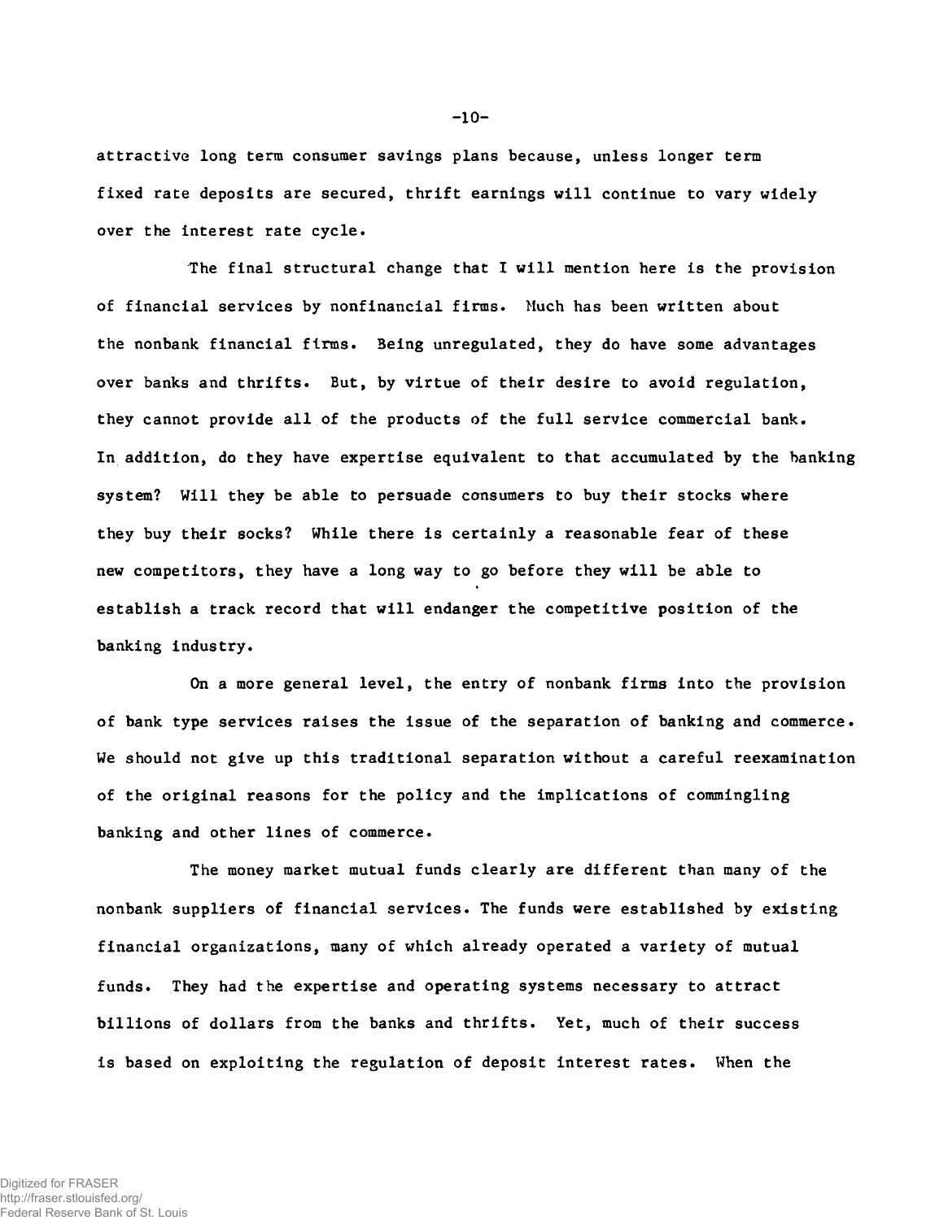attractive long term consumer savings plans because, unless longer term fixed rate deposits are secured, thrift earnings will continue to vary widely over the interest rate cycle.

The final structural change that I will mention here is the provision of financial services by nonfinancial firms. Much has been written about the nonbank financial firms. Being unregulated, they do have some advantages over banks and thrifts. But, by virtue of their desire to avoid regulation, they cannot provide all of the products of the full service commercial bank. In addition, do they have expertise equivalent to that accumulated by the banking system? Will they be able to persuade consumers to buy their stocks where they buy their socks? While there is certainly a reasonable fear of these new competitors, they have a long way to go before they will be able to establish a track record that will endanger the competitive position of the banking industry.

On a more general level, the entry of nonbank firms into the provision of bank type services raises the issue of the separation of banking and commerce. We should not give up this traditional separation without a careful reexamination of the original reasons for the policy and the implications of commingling banking and other lines of commerce.

The money market mutual funds clearly are different than many of the nonbank suppliers of financial services. The funds were established by existing financial organizations, many of which already operated a variety of mutual funds. They had the expertise and operating systems necessary to attract billions of dollars from the banks and thrifts. Yet, much of their success is based on exploiting the regulation of deposit interest rates. When the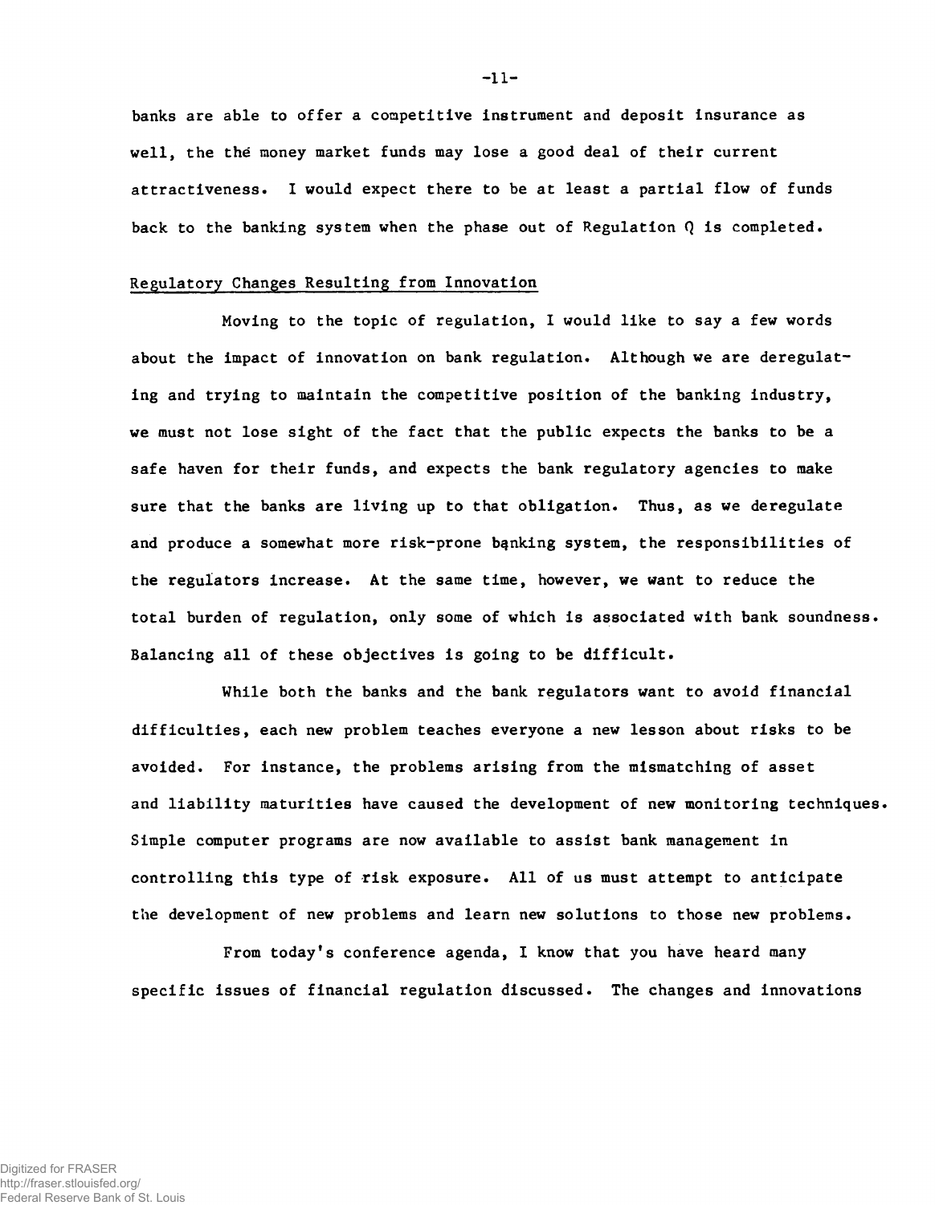banks are able to offer a competitive instrument and deposit insurance as well, the the money market funds may lose a good deal of their current attractiveness. I would expect there to be at least a partial flow of funds back to the banking system when the phase out of Regulation Q is completed.

## Regulatory Changes Resulting from Innovation

Moving to the topic of regulation, I would like to say a few words about the impact of innovation on bank regulation. Although we are deregulating and trying to maintain the competitive position of the banking industry, we must not lose sight of the fact that the public expects the banks to be a safe haven for their funds, and expects the bank regulatory agencies to make sure that the banks are living up to that obligation. Thus, as we deregulate and produce a somewhat more risk-prone banking system, the responsibilities of the regulators increase. At the same time, however, we want to reduce the total burden of regulation, only some of which is associated with bank soundness. Balancing all of these objectives is going to be difficult.

While both the banks and the bank regulators want to avoid financial difficulties, each new problem teaches everyone a new lesson about risks to be avoided. For instance, the problems arising from the mismatching of asset and liability maturities have caused the development of new monitoring techniques. Simple computer programs are now available to assist bank management in controlling this type of risk exposure. All of us must attempt to anticipate the development of new problems and learn new solutions to those new problems.

From today's conference agenda, I know that you have heard many specific issues of financial regulation discussed. The changes and innovations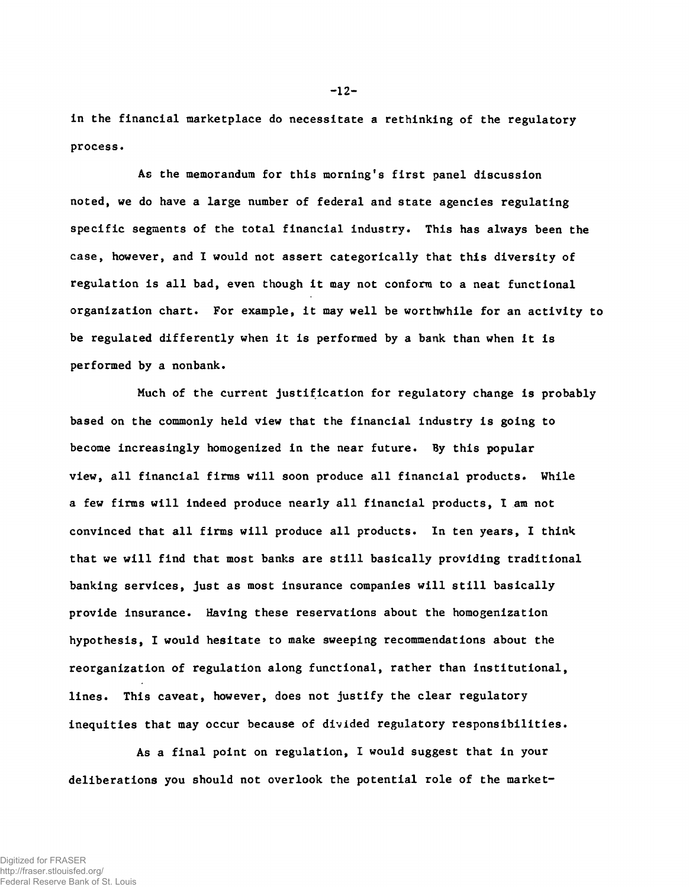in the financial marketplace do necessitate a rethinking of the regulatory process.

As the memorandum for this morning's first panel discussion noted, we do have a large number of federal and state agencies regulating specific segments of the total financial industry. This has always been the case, however, and I would not assert categorically that this diversity of regulation is all bad, even though it may not conform to a neat functional organization chart. For example, it may well be worthwhile for an activity to be regulated differently when it is performed by a bank than when it is performed by a nonbank.

Much of the current justification for regulatory change is probably based on the commonly held view that the financial industry is going to become increasingly homogenized in the near future. By this popular view, all financial firms will soon produce all financial products. While a few firms will indeed produce nearly all financial products, I am not convinced that all firms will produce all products. In ten years, I think that we will find that most banks are still basically providing traditional banking services, just as most insurance companies will still basically provide insurance. Having these reservations about the homogenization hypothesis, I would hesitate to make sweeping recommendations about the reorganization of regulation along functional, rather than institutional, lines. This caveat, however, does not justify the clear regulatory inequities that may occur because of divided regulatory responsibilities.

As a final point on regulation, I would suggest that in your deliberations you should not overlook the potential role of the market-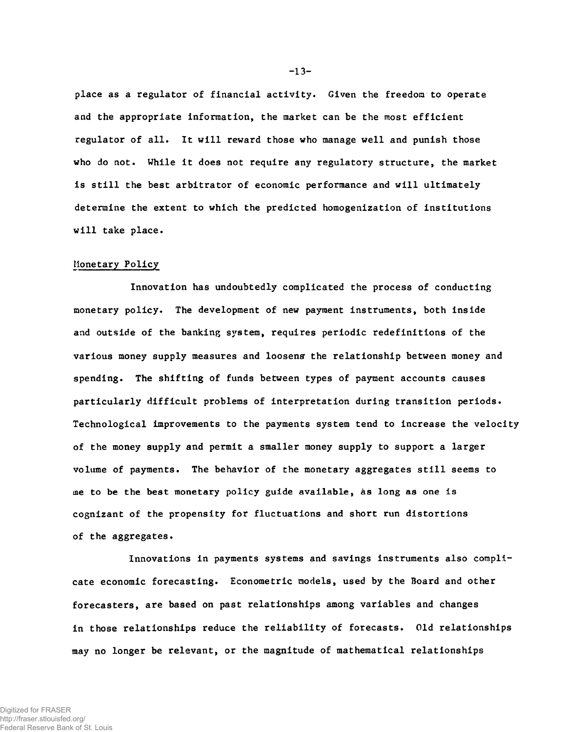place as a regulator of financial activity. Given the freedom to operate and the appropriate information, the market can be the most efficient regulator of all. It will reward those who manage well and punish those who do not. While it does not require any regulatory structure, the market is still the best arbitrator of economic performance and will ultimately determine the extent to which the predicted homogenization of institutions will take place.

## Monetary Policy

Innovation has undoubtedly complicated the process of conducting monetary policy. The development of new payment instruments, both inside and outside of the banking system, requires periodic redefinitions of the various money supply measures and loosens the relationship between money and spending. The shifting of funds between types of payment accounts causes particularly difficult problems of interpretation during transition periods. Technological improvements to the payments system tend to increase the velocity of the money supply and permit a smaller money supply to support a larger volume of payments. The behavior of the monetary aggregates still seems to me to be the best monetary policy guide available, as long as one is cognizant of the propensity for fluctuations and short run distortions of the aggregates.

Innovations in payments systems and savings instruments also complicate economic forecasting. Econometric models, used by the Board and other forecasters, are based on past relationships among variables and changes in those relationships reduce the reliability of forecasts. Old relationships may no longer be relevant, or the magnitude of mathematical relationships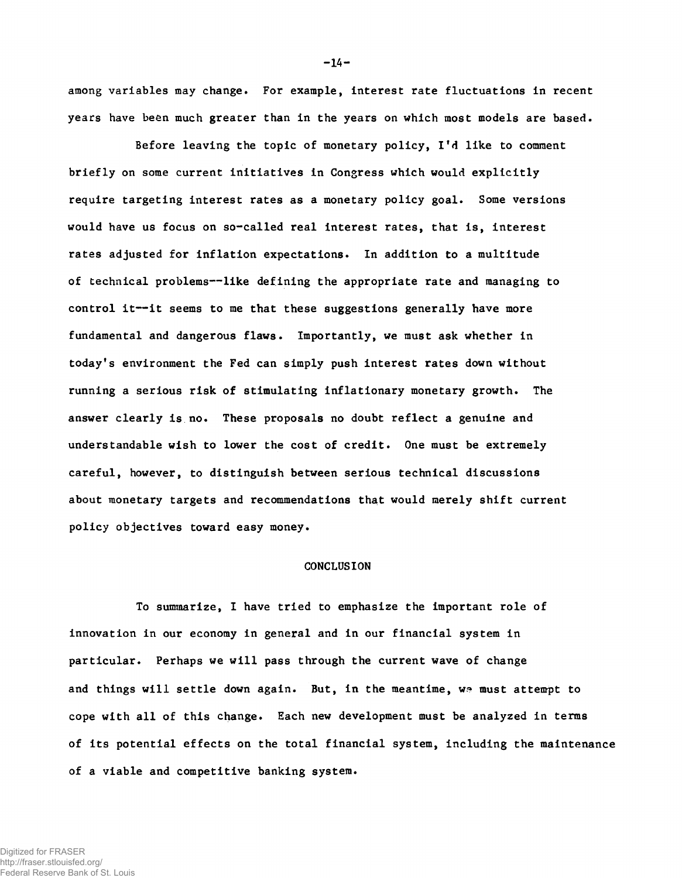among variables may change. For example, interest rate fluctuations in recent years have been much greater than in the years on which most models are based.

Before leaving the topic of monetary policy, I'd like to comment briefly on some current initiatives in Congress which would explicitly require targeting interest rates as a monetary policy goal. Some versions would have us focus on so-called real interest rates, that is, interest rates adjusted for inflation expectations. In addition to a multitude of technical problems--like defining the appropriate rate and managing to control it--it seems to me that these suggestions generally have more fundamental and dangerous flaws. Importantly, we must ask whether in today's environment the Fed can simply push interest rates down without running a serious risk of stimulating inflationary monetary growth. The answer clearly is no. These proposals no doubt reflect a genuine and understandable wish to lower the cost of credit. One must be extremely careful, however, to distinguish between serious technical discussions about monetary targets and recommendations that would merely shift current policy objectives toward easy money.

## CONCLUSION

To summarize, I have tried to emphasize the important role of innovation in our economy in general and in our financial system in particular. Perhaps we will pass through the current wave of change and things will settle down again. But, in the meantime, we must attempt to cope with all of this change. Each new development must be analyzed in terms of its potential effects on the total financial system, including the maintenance of a viable and competitive banking system.